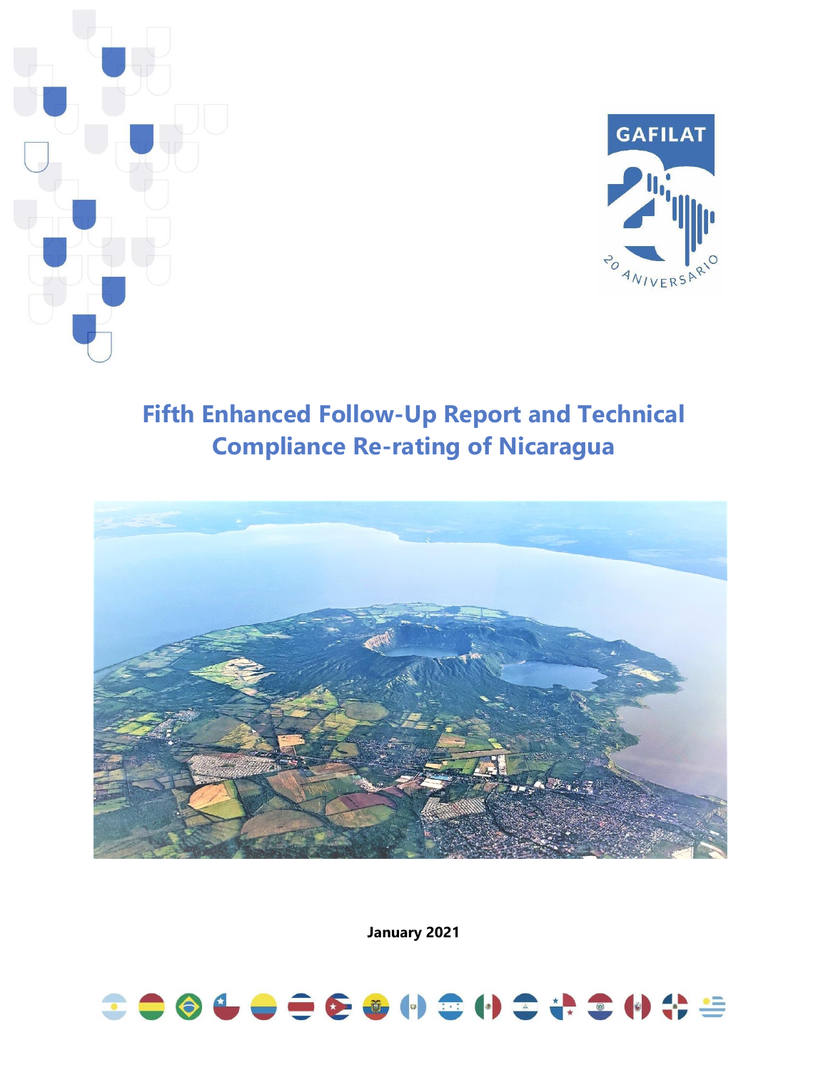GAFILAT

20 ANIVERSARIO

# Fifth Enhanced Follow-Up Report and Technical Compliance Re-rating of Nicaragua

**January 2021**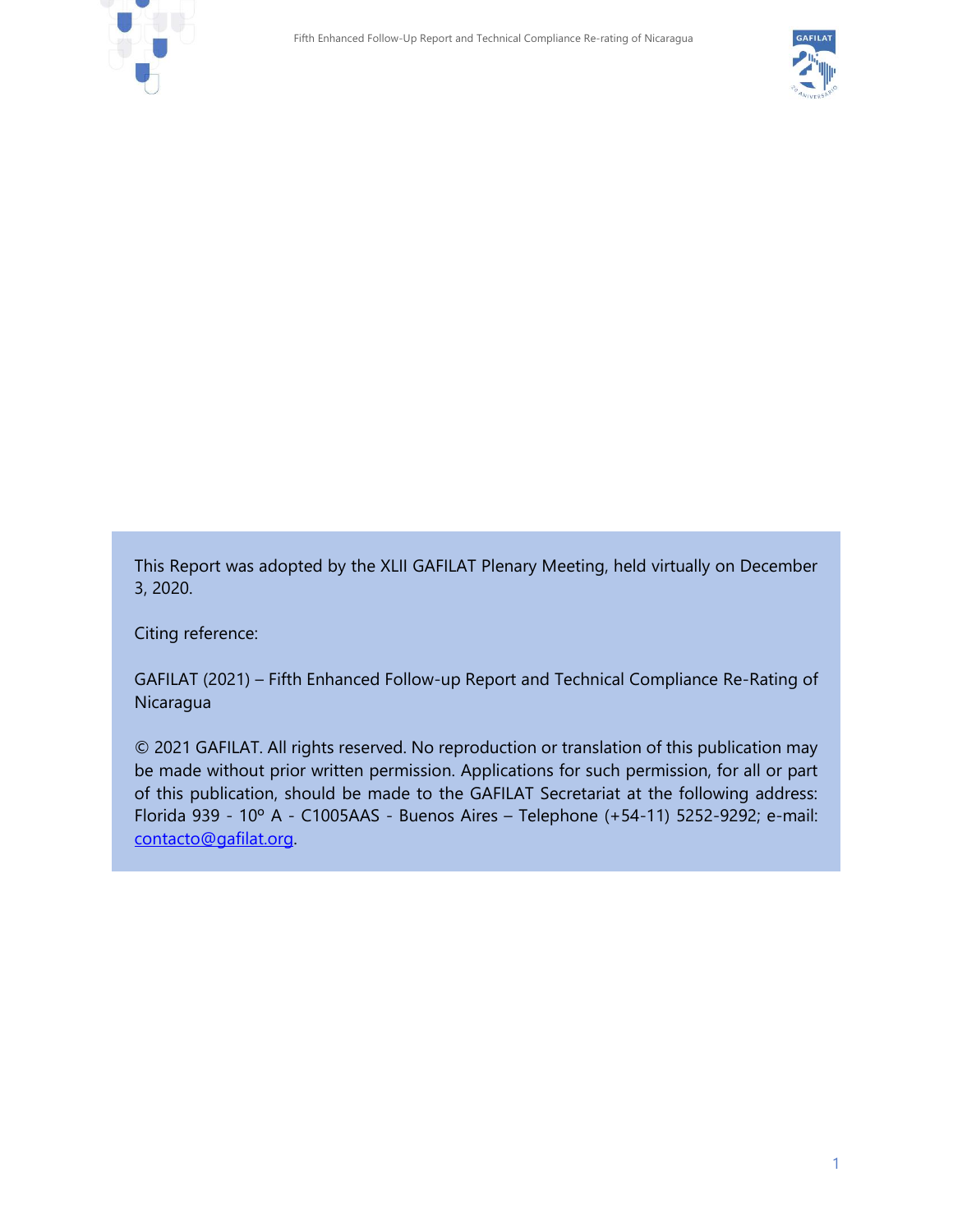This Report was adopted by the XLII GAFILAT Plenary Meeting, held virtually on December 3, 2020.

Citing reference:

GAFILAT (2021) – Fifth Enhanced Follow-up Report and Technical Compliance Re-Rating of Nicaragua

© 2021 GAFILAT. All rights reserved. No reproduction or translation of this publication may be made without prior written permission. Applications for such permission, for all or part of this publication, should be made to the GAFILAT Secretariat at the following address: Florida 939 - 10º A - C1005AAS - Buenos Aires – Telephone (+54-11) 5252-9292; e-mail: contacto@gafilat.org.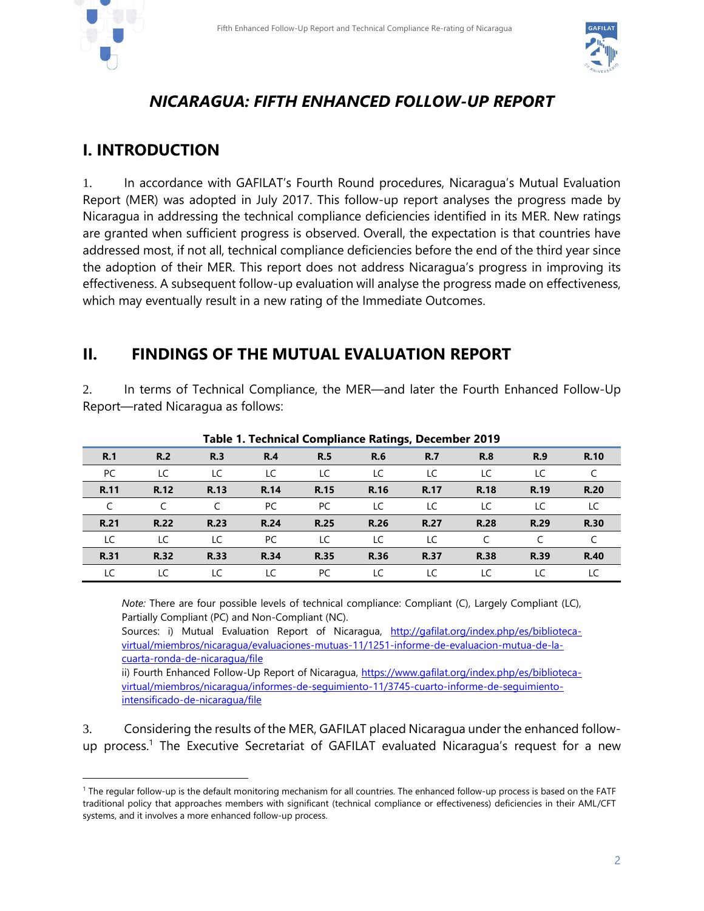# NICARAGUA: FIFTH ENHANCED FOLLOW-UP REPORT

## I. INTRODUCTION

1. In accordance with GAFILAT's Fourth Round procedures, Nicaragua's Mutual Evaluation Report (MER) was adopted in July 2017. This follow-up report analyses the progress made by Nicaragua in addressing the technical compliance deficiencies identified in its MER. New ratings are granted when sufficient progress is observed. Overall, the expectation is that countries have addressed most, if not all, technical compliance deficiencies before the end of the third year since the adoption of their MER. This report does not address Nicaragua's progress in improving its effectiveness. A subsequent follow-up evaluation will analyse the progress made on effectiveness, which may eventually result in a new rating of the Immediate Outcomes.

## II. FINDINGS OF THE MUTUAL EVALUATION REPORT

2. In terms of Technical Compliance, the MER—and later the Fourth Enhanced Follow-Up Report—rated Nicaragua as follows:

**Table 1. Technical Compliance Ratings, December 2019**

| R.1 | R.2 | R.3 | R.4 | R.5 | R.6 | R.7 | R.8 | R.9 | R.10 |
|---|---|---|---|---|---|---|---|---|---|
| PC | LC | LC | LC | LC | LC | LC | LC | LC | C |
| **R.11** | **R.12** | **R.13** | **R.14** | **R.15** | **R.16** | **R.17** | **R.18** | **R.19** | **R.20** |
| C | C | C | PC | PC | LC | LC | LC | LC | LC |
| **R.21** | **R.22** | **R.23** | **R.24** | **R.25** | **R.26** | **R.27** | **R.28** | **R.29** | **R.30** |
| LC | LC | LC | PC | LC | LC | LC | C | C | C |
| **R.31** | **R.32** | **R.33** | **R.34** | **R.35** | **R.36** | **R.37** | **R.38** | **R.39** | **R.40** |
| LC | LC | LC | LC | PC | LC | LC | LC | LC | LC |

*Note:* There are four possible levels of technical compliance: Compliant (C), Largely Compliant (LC), Partially Compliant (PC) and Non-Compliant (NC).
Sources: i) Mutual Evaluation Report of Nicaragua, http://gafilat.org/index.php/es/biblioteca-virtual/miembros/nicaragua/evaluaciones-mutuas-11/1251-informe-de-evaluacion-mutua-de-la-cuarta-ronda-de-nicaragua/file
ii) Fourth Enhanced Follow-Up Report of Nicaragua, https://www.gafilat.org/index.php/es/biblioteca-virtual/miembros/nicaragua/informes-de-seguimiento-11/3745-cuarto-informe-de-seguimiento-intensificado-de-nicaragua/file

3. Considering the results of the MER, GAFILAT placed Nicaragua under the enhanced follow-up process.[1] The Executive Secretariat of GAFILAT evaluated Nicaragua's request for a new

[1] The regular follow-up is the default monitoring mechanism for all countries. The enhanced follow-up process is based on the FATF traditional policy that approaches members with significant (technical compliance or effectiveness) deficiencies in their AML/CFT systems, and it involves a more enhanced follow-up process.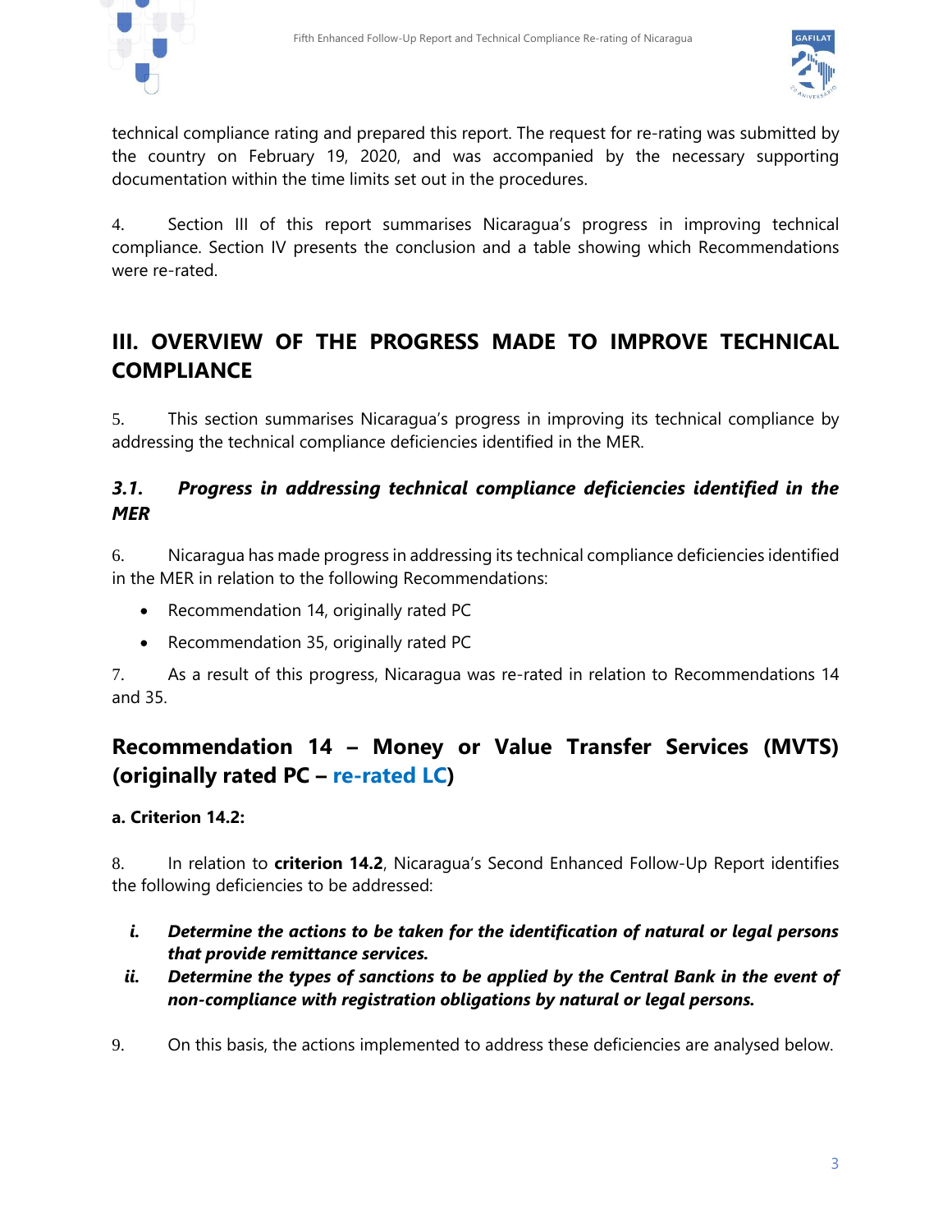technical compliance rating and prepared this report. The request for re-rating was submitted by the country on February 19, 2020, and was accompanied by the necessary supporting documentation within the time limits set out in the procedures.

4. Section III of this report summarises Nicaragua's progress in improving technical compliance. Section IV presents the conclusion and a table showing which Recommendations were re-rated.

## III. OVERVIEW OF THE PROGRESS MADE TO IMPROVE TECHNICAL COMPLIANCE

5. This section summarises Nicaragua's progress in improving its technical compliance by addressing the technical compliance deficiencies identified in the MER.

### *3.1. Progress in addressing technical compliance deficiencies identified in the MER*

6. Nicaragua has made progress in addressing its technical compliance deficiencies identified in the MER in relation to the following Recommendations:

- Recommendation 14, originally rated PC
- Recommendation 35, originally rated PC

7. As a result of this progress, Nicaragua was re-rated in relation to Recommendations 14 and 35.

## Recommendation 14 – Money or Value Transfer Services (MVTS) (originally rated PC – re-rated LC)

**a. Criterion 14.2:**

8. In relation to **criterion 14.2**, Nicaragua's Second Enhanced Follow-Up Report identifies the following deficiencies to be addressed:

*i.* ***Determine the actions to be taken for the identification of natural or legal persons that provide remittance services.***
*ii.* ***Determine the types of sanctions to be applied by the Central Bank in the event of non-compliance with registration obligations by natural or legal persons.***

9. On this basis, the actions implemented to address these deficiencies are analysed below.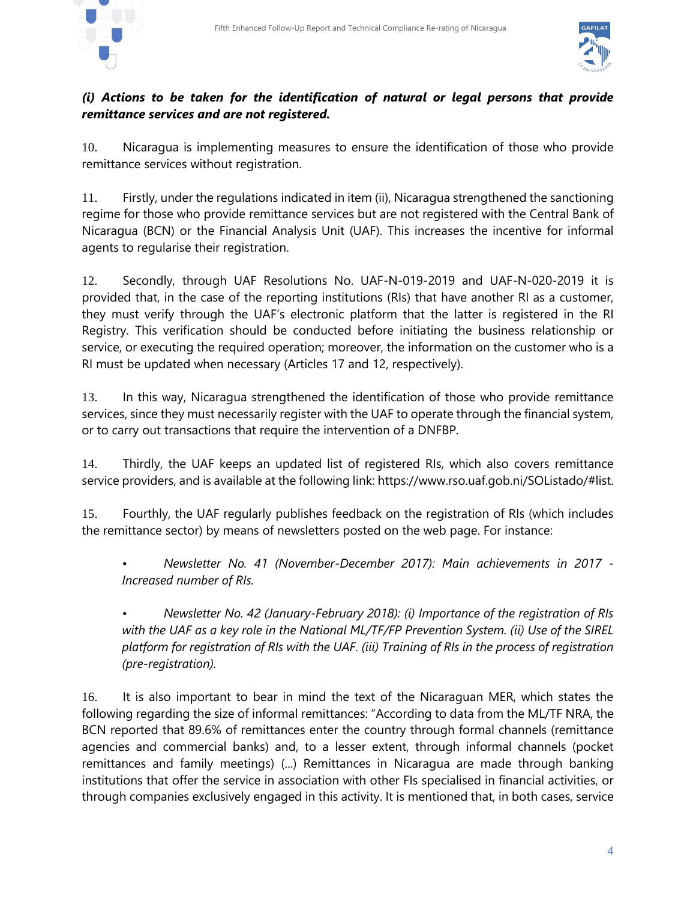***(i) Actions to be taken for the identification of natural or legal persons that provide remittance services and are not registered.***

10. Nicaragua is implementing measures to ensure the identification of those who provide remittance services without registration.

11. Firstly, under the regulations indicated in item (ii), Nicaragua strengthened the sanctioning regime for those who provide remittance services but are not registered with the Central Bank of Nicaragua (BCN) or the Financial Analysis Unit (UAF). This increases the incentive for informal agents to regularise their registration.

12. Secondly, through UAF Resolutions No. UAF-N-019-2019 and UAF-N-020-2019 it is provided that, in the case of the reporting institutions (RIs) that have another RI as a customer, they must verify through the UAF's electronic platform that the latter is registered in the RI Registry. This verification should be conducted before initiating the business relationship or service, or executing the required operation; moreover, the information on the customer who is a RI must be updated when necessary (Articles 17 and 12, respectively).

13. In this way, Nicaragua strengthened the identification of those who provide remittance services, since they must necessarily register with the UAF to operate through the financial system, or to carry out transactions that require the intervention of a DNFBP.

14. Thirdly, the UAF keeps an updated list of registered RIs, which also covers remittance service providers, and is available at the following link: https://www.rso.uaf.gob.ni/SOListado/#list.

15. Fourthly, the UAF regularly publishes feedback on the registration of RIs (which includes the remittance sector) by means of newsletters posted on the web page. For instance:

- *Newsletter No. 41 (November-December 2017): Main achievements in 2017 - Increased number of RIs.*
- *Newsletter No. 42 (January-February 2018): (i) Importance of the registration of RIs with the UAF as a key role in the National ML/TF/FP Prevention System. (ii) Use of the SIREL platform for registration of RIs with the UAF. (iii) Training of RIs in the process of registration (pre-registration).*

16. It is also important to bear in mind the text of the Nicaraguan MER, which states the following regarding the size of informal remittances: "According to data from the ML/TF NRA, the BCN reported that 89.6% of remittances enter the country through formal channels (remittance agencies and commercial banks) and, to a lesser extent, through informal channels (pocket remittances and family meetings) (...) Remittances in Nicaragua are made through banking institutions that offer the service in association with other FIs specialised in financial activities, or through companies exclusively engaged in this activity. It is mentioned that, in both cases, service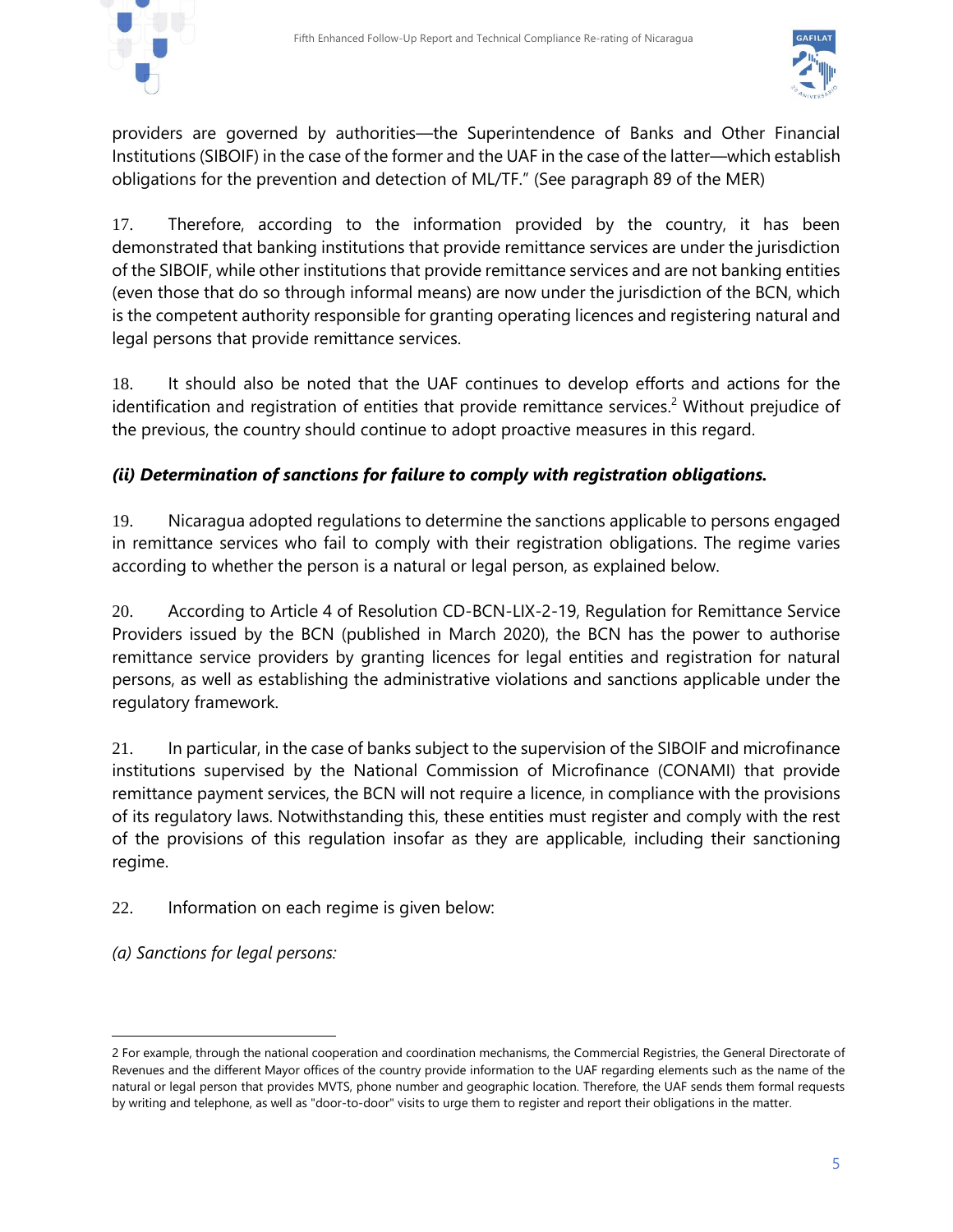providers are governed by authorities—the Superintendence of Banks and Other Financial Institutions (SIBOIF) in the case of the former and the UAF in the case of the latter—which establish obligations for the prevention and detection of ML/TF." (See paragraph 89 of the MER)

17. Therefore, according to the information provided by the country, it has been demonstrated that banking institutions that provide remittance services are under the jurisdiction of the SIBOIF, while other institutions that provide remittance services and are not banking entities (even those that do so through informal means) are now under the jurisdiction of the BCN, which is the competent authority responsible for granting operating licences and registering natural and legal persons that provide remittance services.

18. It should also be noted that the UAF continues to develop efforts and actions for the identification and registration of entities that provide remittance services.[2] Without prejudice of the previous, the country should continue to adopt proactive measures in this regard.

***(ii) Determination of sanctions for failure to comply with registration obligations.***

19. Nicaragua adopted regulations to determine the sanctions applicable to persons engaged in remittance services who fail to comply with their registration obligations. The regime varies according to whether the person is a natural or legal person, as explained below.

20. According to Article 4 of Resolution CD-BCN-LIX-2-19, Regulation for Remittance Service Providers issued by the BCN (published in March 2020), the BCN has the power to authorise remittance service providers by granting licences for legal entities and registration for natural persons, as well as establishing the administrative violations and sanctions applicable under the regulatory framework.

21. In particular, in the case of banks subject to the supervision of the SIBOIF and microfinance institutions supervised by the National Commission of Microfinance (CONAMI) that provide remittance payment services, the BCN will not require a licence, in compliance with the provisions of its regulatory laws. Notwithstanding this, these entities must register and comply with the rest of the provisions of this regulation insofar as they are applicable, including their sanctioning regime.

22. Information on each regime is given below:

*(a) Sanctions for legal persons:*

---

2 For example, through the national cooperation and coordination mechanisms, the Commercial Registries, the General Directorate of Revenues and the different Mayor offices of the country provide information to the UAF regarding elements such as the name of the natural or legal person that provides MVTS, phone number and geographic location. Therefore, the UAF sends them formal requests by writing and telephone, as well as "door-to-door" visits to urge them to register and report their obligations in the matter.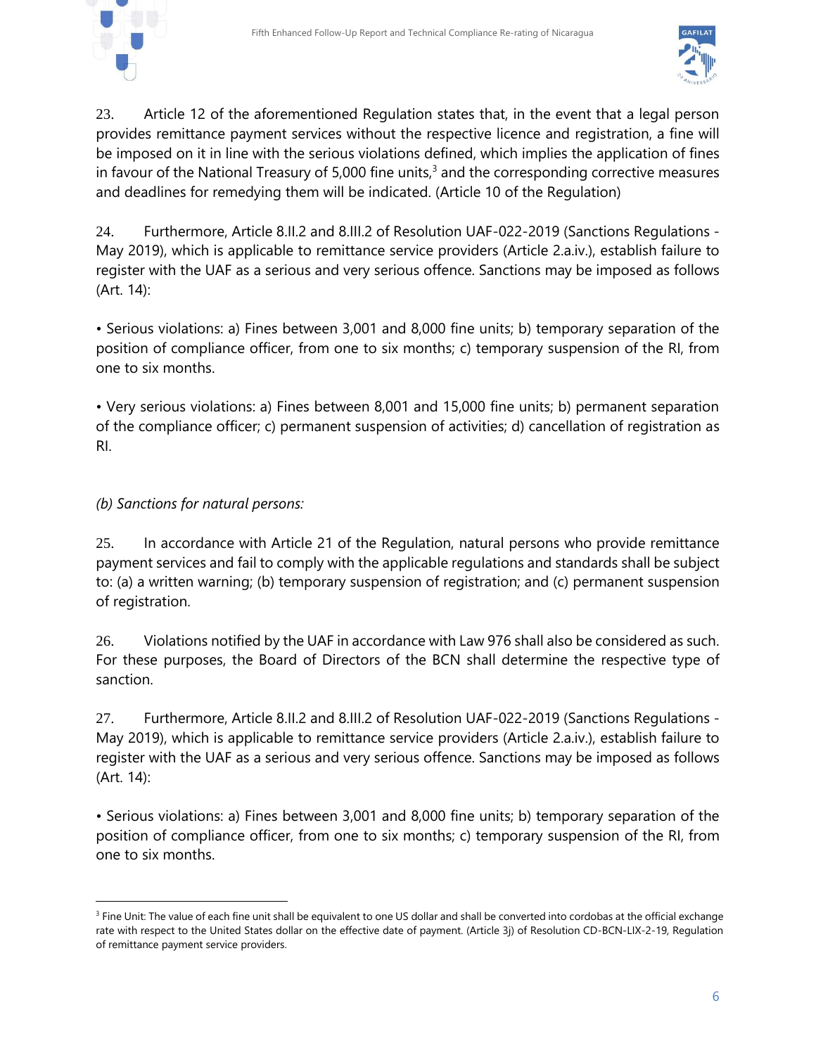23. Article 12 of the aforementioned Regulation states that, in the event that a legal person provides remittance payment services without the respective licence and registration, a fine will be imposed on it in line with the serious violations defined, which implies the application of fines in favour of the National Treasury of 5,000 fine units,[3] and the corresponding corrective measures and deadlines for remedying them will be indicated. (Article 10 of the Regulation)

24. Furthermore, Article 8.II.2 and 8.III.2 of Resolution UAF-022-2019 (Sanctions Regulations - May 2019), which is applicable to remittance service providers (Article 2.a.iv.), establish failure to register with the UAF as a serious and very serious offence. Sanctions may be imposed as follows (Art. 14):

• Serious violations: a) Fines between 3,001 and 8,000 fine units; b) temporary separation of the position of compliance officer, from one to six months; c) temporary suspension of the RI, from one to six months.

• Very serious violations: a) Fines between 8,001 and 15,000 fine units; b) permanent separation of the compliance officer; c) permanent suspension of activities; d) cancellation of registration as RI.

*(b) Sanctions for natural persons:*

25. In accordance with Article 21 of the Regulation, natural persons who provide remittance payment services and fail to comply with the applicable regulations and standards shall be subject to: (a) a written warning; (b) temporary suspension of registration; and (c) permanent suspension of registration.

26. Violations notified by the UAF in accordance with Law 976 shall also be considered as such. For these purposes, the Board of Directors of the BCN shall determine the respective type of sanction.

27. Furthermore, Article 8.II.2 and 8.III.2 of Resolution UAF-022-2019 (Sanctions Regulations - May 2019), which is applicable to remittance service providers (Article 2.a.iv.), establish failure to register with the UAF as a serious and very serious offence. Sanctions may be imposed as follows (Art. 14):

• Serious violations: a) Fines between 3,001 and 8,000 fine units; b) temporary separation of the position of compliance officer, from one to six months; c) temporary suspension of the RI, from one to six months.

---

[3] Fine Unit: The value of each fine unit shall be equivalent to one US dollar and shall be converted into cordobas at the official exchange rate with respect to the United States dollar on the effective date of payment. (Article 3j) of Resolution CD-BCN-LIX-2-19, Regulation of remittance payment service providers.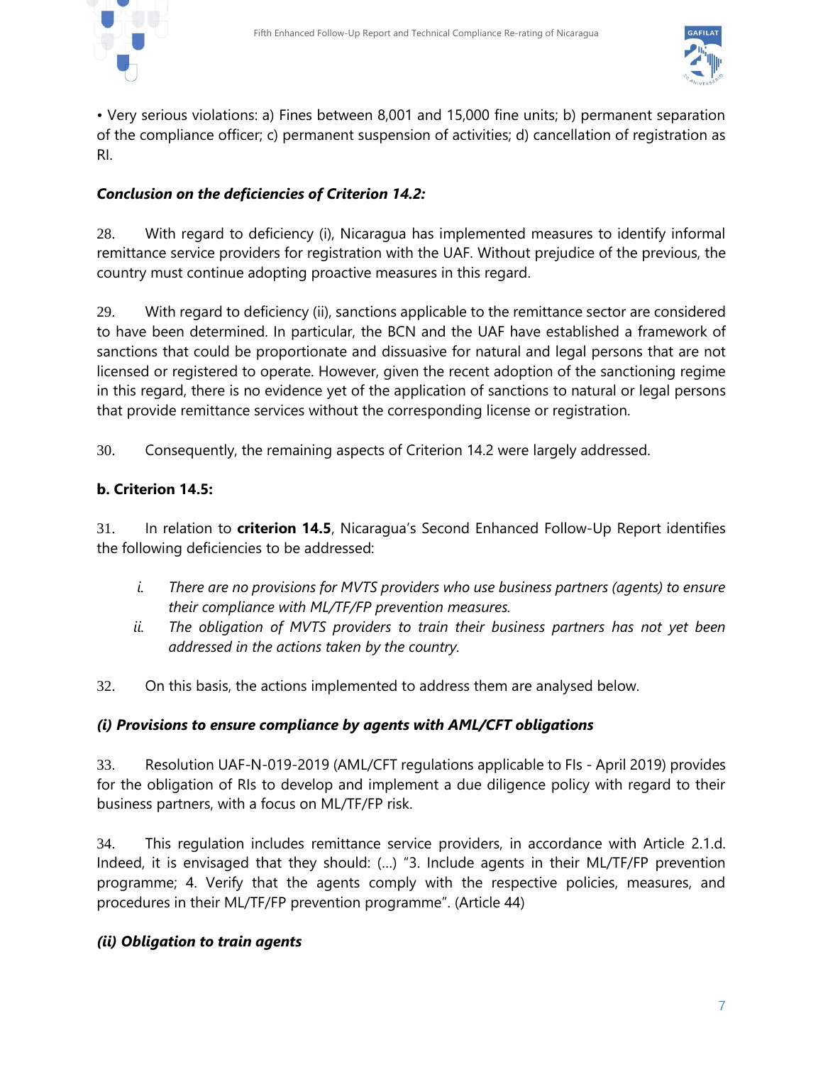• Very serious violations: a) Fines between 8,001 and 15,000 fine units; b) permanent separation of the compliance officer; c) permanent suspension of activities; d) cancellation of registration as RI.

***Conclusion on the deficiencies of Criterion 14.2:***

28. With regard to deficiency (i), Nicaragua has implemented measures to identify informal remittance service providers for registration with the UAF. Without prejudice of the previous, the country must continue adopting proactive measures in this regard.

29. With regard to deficiency (ii), sanctions applicable to the remittance sector are considered to have been determined. In particular, the BCN and the UAF have established a framework of sanctions that could be proportionate and dissuasive for natural and legal persons that are not licensed or registered to operate. However, given the recent adoption of the sanctioning regime in this regard, there is no evidence yet of the application of sanctions to natural or legal persons that provide remittance services without the corresponding license or registration.

30. Consequently, the remaining aspects of Criterion 14.2 were largely addressed.

**b. Criterion 14.5:**

31. In relation to **criterion 14.5**, Nicaragua's Second Enhanced Follow-Up Report identifies the following deficiencies to be addressed:

*i. There are no provisions for MVTS providers who use business partners (agents) to ensure their compliance with ML/TF/FP prevention measures.*
*ii. The obligation of MVTS providers to train their business partners has not yet been addressed in the actions taken by the country.*

32. On this basis, the actions implemented to address them are analysed below.

***(i) Provisions to ensure compliance by agents with AML/CFT obligations***

33. Resolution UAF-N-019-2019 (AML/CFT regulations applicable to FIs - April 2019) provides for the obligation of RIs to develop and implement a due diligence policy with regard to their business partners, with a focus on ML/TF/FP risk.

34. This regulation includes remittance service providers, in accordance with Article 2.1.d. Indeed, it is envisaged that they should: (...) "3. Include agents in their ML/TF/FP prevention programme; 4. Verify that the agents comply with the respective policies, measures, and procedures in their ML/TF/FP prevention programme". (Article 44)

***(ii) Obligation to train agents***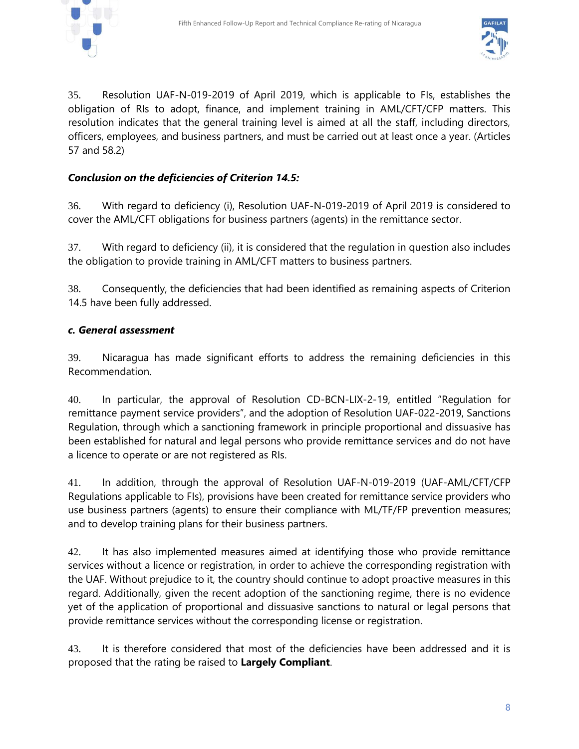35. Resolution UAF-N-019-2019 of April 2019, which is applicable to FIs, establishes the obligation of RIs to adopt, finance, and implement training in AML/CFT/CFP matters. This resolution indicates that the general training level is aimed at all the staff, including directors, officers, employees, and business partners, and must be carried out at least once a year. (Articles 57 and 58.2)

***Conclusion on the deficiencies of Criterion 14.5:***

36. With regard to deficiency (i), Resolution UAF-N-019-2019 of April 2019 is considered to cover the AML/CFT obligations for business partners (agents) in the remittance sector.

37. With regard to deficiency (ii), it is considered that the regulation in question also includes the obligation to provide training in AML/CFT matters to business partners.

38. Consequently, the deficiencies that had been identified as remaining aspects of Criterion 14.5 have been fully addressed.

***c. General assessment***

39. Nicaragua has made significant efforts to address the remaining deficiencies in this Recommendation.

40. In particular, the approval of Resolution CD-BCN-LIX-2-19, entitled "Regulation for remittance payment service providers", and the adoption of Resolution UAF-022-2019, Sanctions Regulation, through which a sanctioning framework in principle proportional and dissuasive has been established for natural and legal persons who provide remittance services and do not have a licence to operate or are not registered as RIs.

41. In addition, through the approval of Resolution UAF-N-019-2019 (UAF-AML/CFT/CFP Regulations applicable to FIs), provisions have been created for remittance service providers who use business partners (agents) to ensure their compliance with ML/TF/FP prevention measures; and to develop training plans for their business partners.

42. It has also implemented measures aimed at identifying those who provide remittance services without a licence or registration, in order to achieve the corresponding registration with the UAF. Without prejudice to it, the country should continue to adopt proactive measures in this regard. Additionally, given the recent adoption of the sanctioning regime, there is no evidence yet of the application of proportional and dissuasive sanctions to natural or legal persons that provide remittance services without the corresponding license or registration.

43. It is therefore considered that most of the deficiencies have been addressed and it is proposed that the rating be raised to **Largely Compliant**.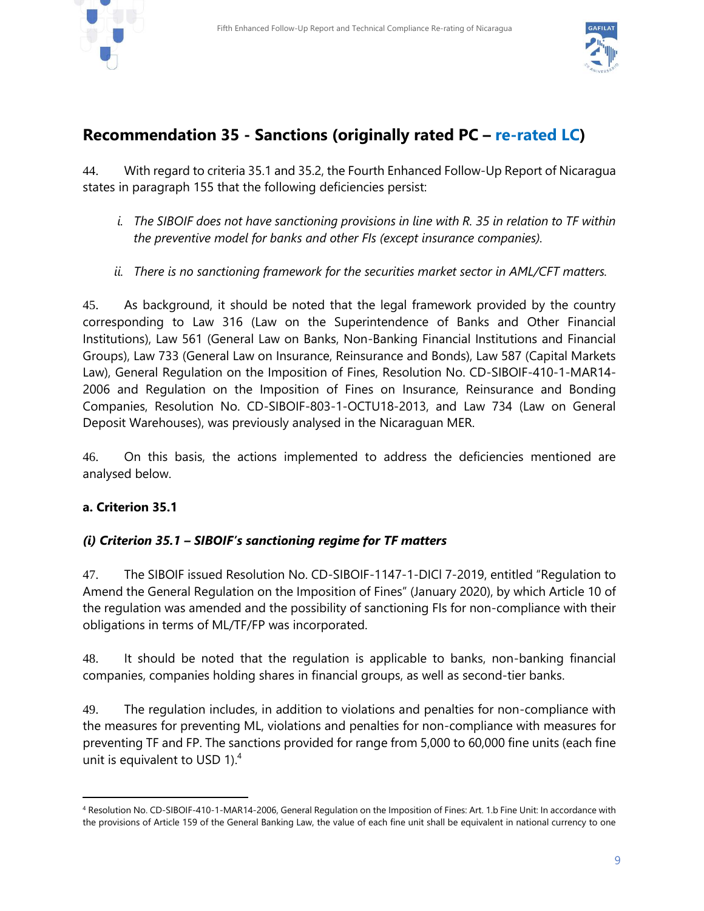## Recommendation 35 - Sanctions (originally rated PC – re-rated LC)

44. With regard to criteria 35.1 and 35.2, the Fourth Enhanced Follow-Up Report of Nicaragua states in paragraph 155 that the following deficiencies persist:

*i. The SIBOIF does not have sanctioning provisions in line with R. 35 in relation to TF within the preventive model for banks and other FIs (except insurance companies).*

*ii. There is no sanctioning framework for the securities market sector in AML/CFT matters.*

45. As background, it should be noted that the legal framework provided by the country corresponding to Law 316 (Law on the Superintendence of Banks and Other Financial Institutions), Law 561 (General Law on Banks, Non-Banking Financial Institutions and Financial Groups), Law 733 (General Law on Insurance, Reinsurance and Bonds), Law 587 (Capital Markets Law), General Regulation on the Imposition of Fines, Resolution No. CD-SIBOIF-410-1-MAR14-2006 and Regulation on the Imposition of Fines on Insurance, Reinsurance and Bonding Companies, Resolution No. CD-SIBOIF-803-1-OCTU18-2013, and Law 734 (Law on General Deposit Warehouses), was previously analysed in the Nicaraguan MER.

46. On this basis, the actions implemented to address the deficiencies mentioned are analysed below.

**a. Criterion 35.1**

***(i) Criterion 35.1 – SIBOIF's sanctioning regime for TF matters***

47. The SIBOIF issued Resolution No. CD-SIBOIF-1147-1-DICI 7-2019, entitled "Regulation to Amend the General Regulation on the Imposition of Fines" (January 2020), by which Article 10 of the regulation was amended and the possibility of sanctioning FIs for non-compliance with their obligations in terms of ML/TF/FP was incorporated.

48. It should be noted that the regulation is applicable to banks, non-banking financial companies, companies holding shares in financial groups, as well as second-tier banks.

49. The regulation includes, in addition to violations and penalties for non-compliance with the measures for preventing ML, violations and penalties for non-compliance with measures for preventing TF and FP. The sanctions provided for range from 5,000 to 60,000 fine units (each fine unit is equivalent to USD 1).[4]

[4] Resolution No. CD-SIBOIF-410-1-MAR14-2006, General Regulation on the Imposition of Fines: Art. 1.b Fine Unit: In accordance with the provisions of Article 159 of the General Banking Law, the value of each fine unit shall be equivalent in national currency to one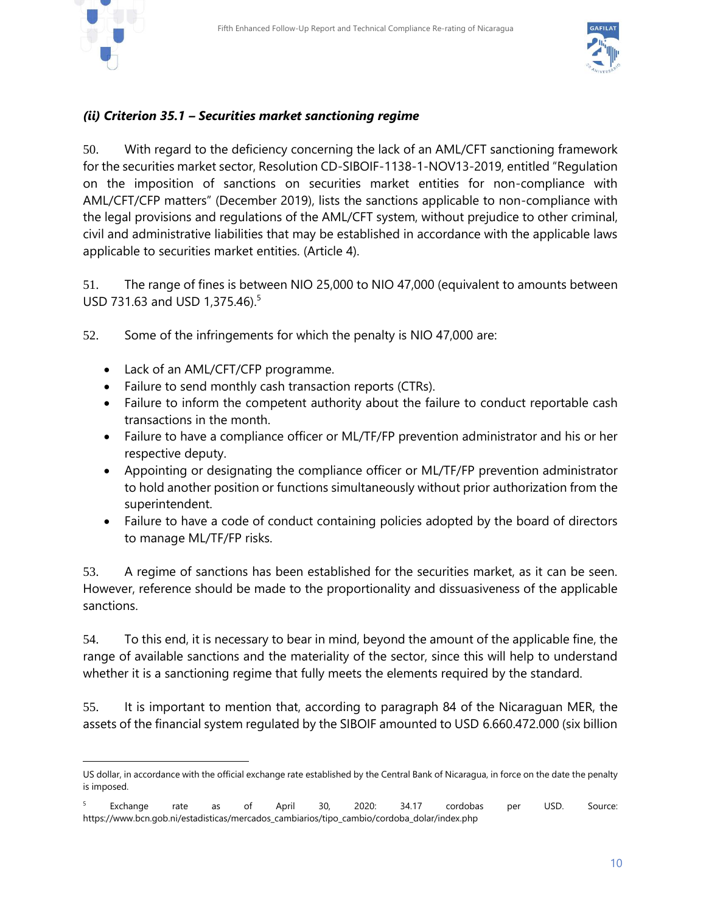### *(ii) Criterion 35.1 – Securities market sanctioning regime*

50. With regard to the deficiency concerning the lack of an AML/CFT sanctioning framework for the securities market sector, Resolution CD-SIBOIF-1138-1-NOV13-2019, entitled "Regulation on the imposition of sanctions on securities market entities for non-compliance with AML/CFT/CFP matters" (December 2019), lists the sanctions applicable to non-compliance with the legal provisions and regulations of the AML/CFT system, without prejudice to other criminal, civil and administrative liabilities that may be established in accordance with the applicable laws applicable to securities market entities. (Article 4).

51. The range of fines is between NIO 25,000 to NIO 47,000 (equivalent to amounts between USD 731.63 and USD 1,375.46).[5]

52. Some of the infringements for which the penalty is NIO 47,000 are:

- Lack of an AML/CFT/CFP programme.
- Failure to send monthly cash transaction reports (CTRs).
- Failure to inform the competent authority about the failure to conduct reportable cash transactions in the month.
- Failure to have a compliance officer or ML/TF/FP prevention administrator and his or her respective deputy.
- Appointing or designating the compliance officer or ML/TF/FP prevention administrator to hold another position or functions simultaneously without prior authorization from the superintendent.
- Failure to have a code of conduct containing policies adopted by the board of directors to manage ML/TF/FP risks.

53. A regime of sanctions has been established for the securities market, as it can be seen. However, reference should be made to the proportionality and dissuasiveness of the applicable sanctions.

54. To this end, it is necessary to bear in mind, beyond the amount of the applicable fine, the range of available sanctions and the materiality of the sector, since this will help to understand whether it is a sanctioning regime that fully meets the elements required by the standard.

55. It is important to mention that, according to paragraph 84 of the Nicaraguan MER, the assets of the financial system regulated by the SIBOIF amounted to USD 6.660.472.000 (six billion

---

US dollar, in accordance with the official exchange rate established by the Central Bank of Nicaragua, in force on the date the penalty is imposed.

[5] Exchange rate as of April 30, 2020: 34.17 cordobas per USD. Source: https://www.bcn.gob.ni/estadisticas/mercados_cambiarios/tipo_cambio/cordoba_dolar/index.php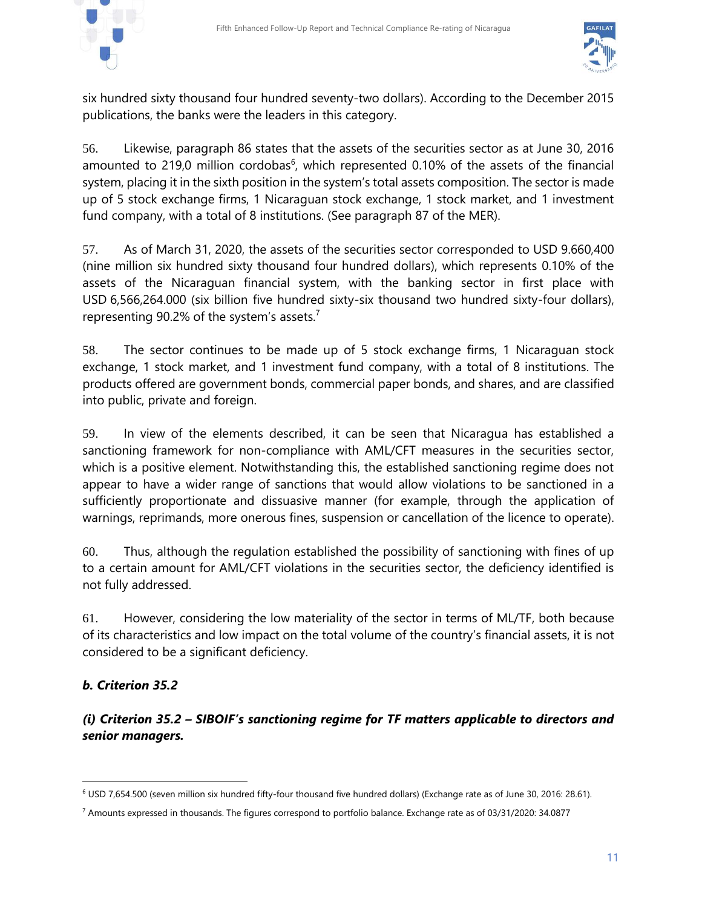six hundred sixty thousand four hundred seventy-two dollars). According to the December 2015 publications, the banks were the leaders in this category.

56. Likewise, paragraph 86 states that the assets of the securities sector as at June 30, 2016 amounted to 219,0 million cordobas[6], which represented 0.10% of the assets of the financial system, placing it in the sixth position in the system's total assets composition. The sector is made up of 5 stock exchange firms, 1 Nicaraguan stock exchange, 1 stock market, and 1 investment fund company, with a total of 8 institutions. (See paragraph 87 of the MER).

57. As of March 31, 2020, the assets of the securities sector corresponded to USD 9.660,400 (nine million six hundred sixty thousand four hundred dollars), which represents 0.10% of the assets of the Nicaraguan financial system, with the banking sector in first place with USD 6,566,264.000 (six billion five hundred sixty-six thousand two hundred sixty-four dollars), representing 90.2% of the system's assets.[7]

58. The sector continues to be made up of 5 stock exchange firms, 1 Nicaraguan stock exchange, 1 stock market, and 1 investment fund company, with a total of 8 institutions. The products offered are government bonds, commercial paper bonds, and shares, and are classified into public, private and foreign.

59. In view of the elements described, it can be seen that Nicaragua has established a sanctioning framework for non-compliance with AML/CFT measures in the securities sector, which is a positive element. Notwithstanding this, the established sanctioning regime does not appear to have a wider range of sanctions that would allow violations to be sanctioned in a sufficiently proportionate and dissuasive manner (for example, through the application of warnings, reprimands, more onerous fines, suspension or cancellation of the licence to operate).

60. Thus, although the regulation established the possibility of sanctioning with fines of up to a certain amount for AML/CFT violations in the securities sector, the deficiency identified is not fully addressed.

61. However, considering the low materiality of the sector in terms of ML/TF, both because of its characteristics and low impact on the total volume of the country's financial assets, it is not considered to be a significant deficiency.

***b. Criterion 35.2***

***(i) Criterion 35.2 – SIBOIF's sanctioning regime for TF matters applicable to directors and senior managers.***

---

[6] USD 7,654.500 (seven million six hundred fifty-four thousand five hundred dollars) (Exchange rate as of June 30, 2016: 28.61).

[7] Amounts expressed in thousands. The figures correspond to portfolio balance. Exchange rate as of 03/31/2020: 34.0877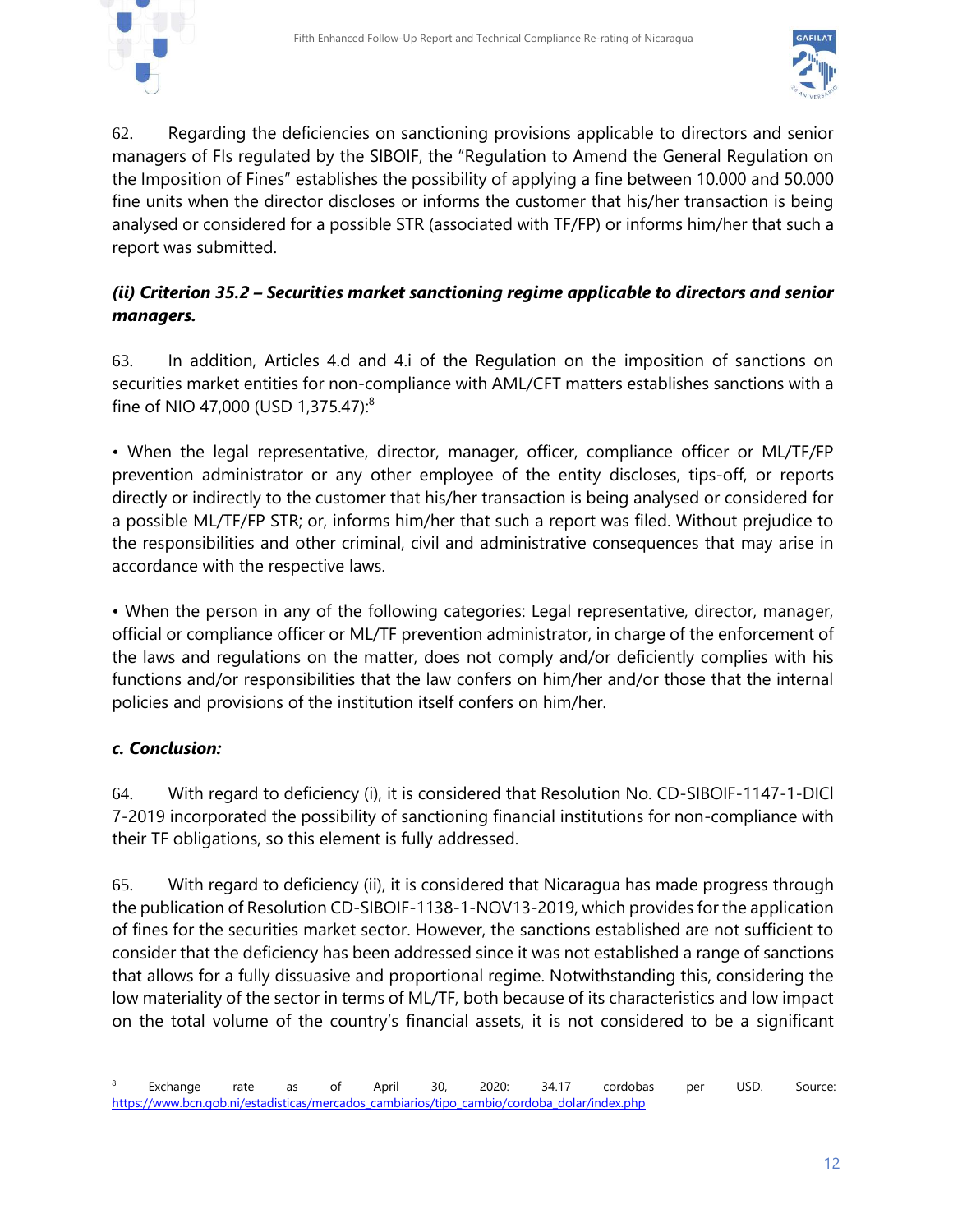62. Regarding the deficiencies on sanctioning provisions applicable to directors and senior managers of FIs regulated by the SIBOIF, the "Regulation to Amend the General Regulation on the Imposition of Fines" establishes the possibility of applying a fine between 10.000 and 50.000 fine units when the director discloses or informs the customer that his/her transaction is being analysed or considered for a possible STR (associated with TF/FP) or informs him/her that such a report was submitted.

***(ii) Criterion 35.2 – Securities market sanctioning regime applicable to directors and senior managers.***

63. In addition, Articles 4.d and 4.i of the Regulation on the imposition of sanctions on securities market entities for non-compliance with AML/CFT matters establishes sanctions with a fine of NIO 47,000 (USD 1,375.47):[8]

• When the legal representative, director, manager, officer, compliance officer or ML/TF/FP prevention administrator or any other employee of the entity discloses, tips-off, or reports directly or indirectly to the customer that his/her transaction is being analysed or considered for a possible ML/TF/FP STR; or, informs him/her that such a report was filed. Without prejudice to the responsibilities and other criminal, civil and administrative consequences that may arise in accordance with the respective laws.

• When the person in any of the following categories: Legal representative, director, manager, official or compliance officer or ML/TF prevention administrator, in charge of the enforcement of the laws and regulations on the matter, does not comply and/or deficiently complies with his functions and/or responsibilities that the law confers on him/her and/or those that the internal policies and provisions of the institution itself confers on him/her.

***c. Conclusion:***

64. With regard to deficiency (i), it is considered that Resolution No. CD-SIBOIF-1147-1-DICl 7-2019 incorporated the possibility of sanctioning financial institutions for non-compliance with their TF obligations, so this element is fully addressed.

65. With regard to deficiency (ii), it is considered that Nicaragua has made progress through the publication of Resolution CD-SIBOIF-1138-1-NOV13-2019, which provides for the application of fines for the securities market sector. However, the sanctions established are not sufficient to consider that the deficiency has been addressed since it was not established a range of sanctions that allows for a fully dissuasive and proportional regime. Notwithstanding this, considering the low materiality of the sector in terms of ML/TF, both because of its characteristics and low impact on the total volume of the country's financial assets, it is not considered to be a significant

---

[8] Exchange rate as of April 30, 2020: 34.17 cordobas per USD. Source: https://www.bcn.gob.ni/estadisticas/mercados_cambiarios/tipo_cambio/cordoba_dolar/index.php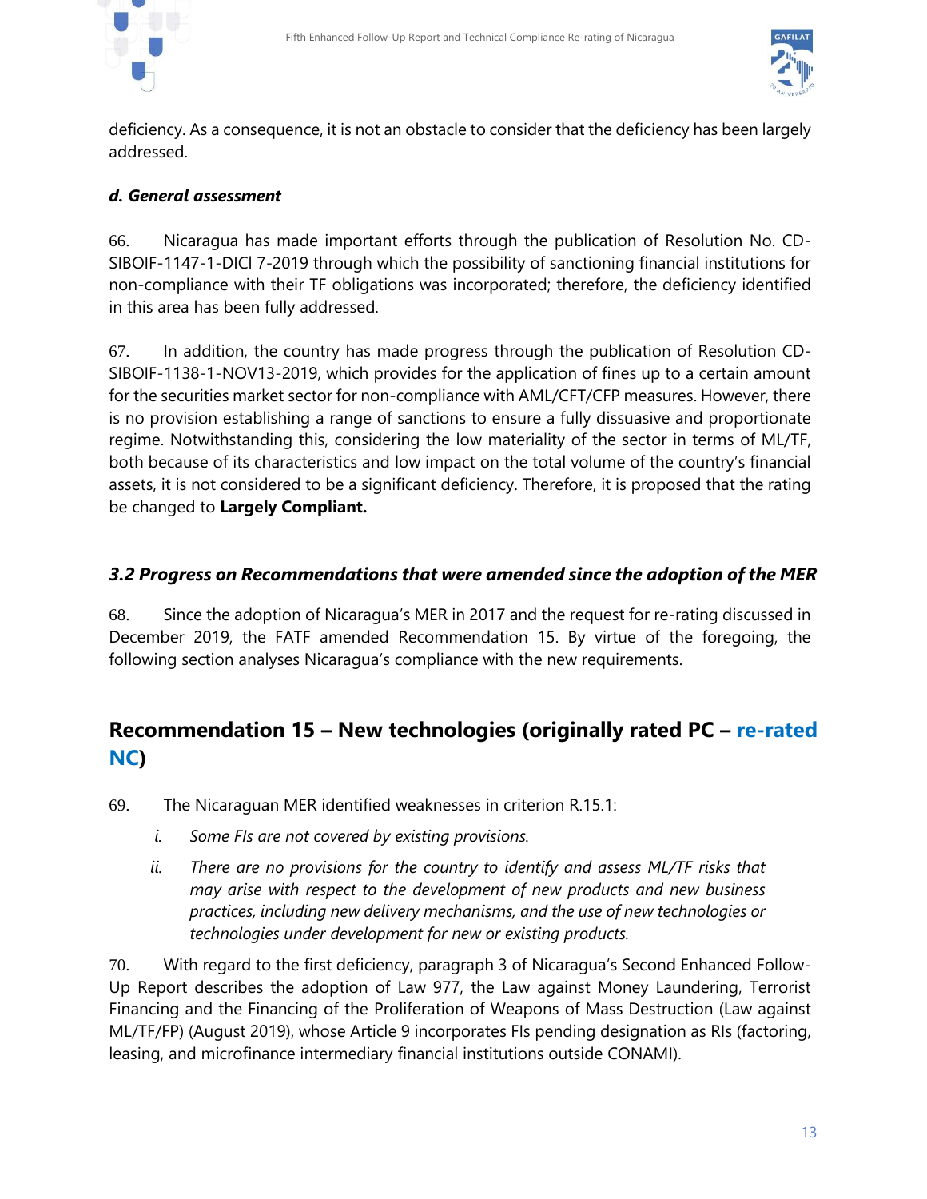deficiency. As a consequence, it is not an obstacle to consider that the deficiency has been largely addressed.

#### *d. General assessment*

66. Nicaragua has made important efforts through the publication of Resolution No. CD-SIBOIF-1147-1-DICl 7-2019 through which the possibility of sanctioning financial institutions for non-compliance with their TF obligations was incorporated; therefore, the deficiency identified in this area has been fully addressed.

67. In addition, the country has made progress through the publication of Resolution CD-SIBOIF-1138-1-NOV13-2019, which provides for the application of fines up to a certain amount for the securities market sector for non-compliance with AML/CFT/CFP measures. However, there is no provision establishing a range of sanctions to ensure a fully dissuasive and proportionate regime. Notwithstanding this, considering the low materiality of the sector in terms of ML/TF, both because of its characteristics and low impact on the total volume of the country's financial assets, it is not considered to be a significant deficiency. Therefore, it is proposed that the rating be changed to **Largely Compliant.**

### *3.2 Progress on Recommendations that were amended since the adoption of the MER*

68. Since the adoption of Nicaragua's MER in 2017 and the request for re-rating discussed in December 2019, the FATF amended Recommendation 15. By virtue of the foregoing, the following section analyses Nicaragua's compliance with the new requirements.

## Recommendation 15 – New technologies (originally rated PC – re-rated NC)

69. The Nicaraguan MER identified weaknesses in criterion R.15.1:

  i. *Some FIs are not covered by existing provisions.*

  ii. *There are no provisions for the country to identify and assess ML/TF risks that may arise with respect to the development of new products and new business practices, including new delivery mechanisms, and the use of new technologies or technologies under development for new or existing products.*

70. With regard to the first deficiency, paragraph 3 of Nicaragua's Second Enhanced Follow-Up Report describes the adoption of Law 977, the Law against Money Laundering, Terrorist Financing and the Financing of the Proliferation of Weapons of Mass Destruction (Law against ML/TF/FP) (August 2019), whose Article 9 incorporates FIs pending designation as RIs (factoring, leasing, and microfinance intermediary financial institutions outside CONAMI).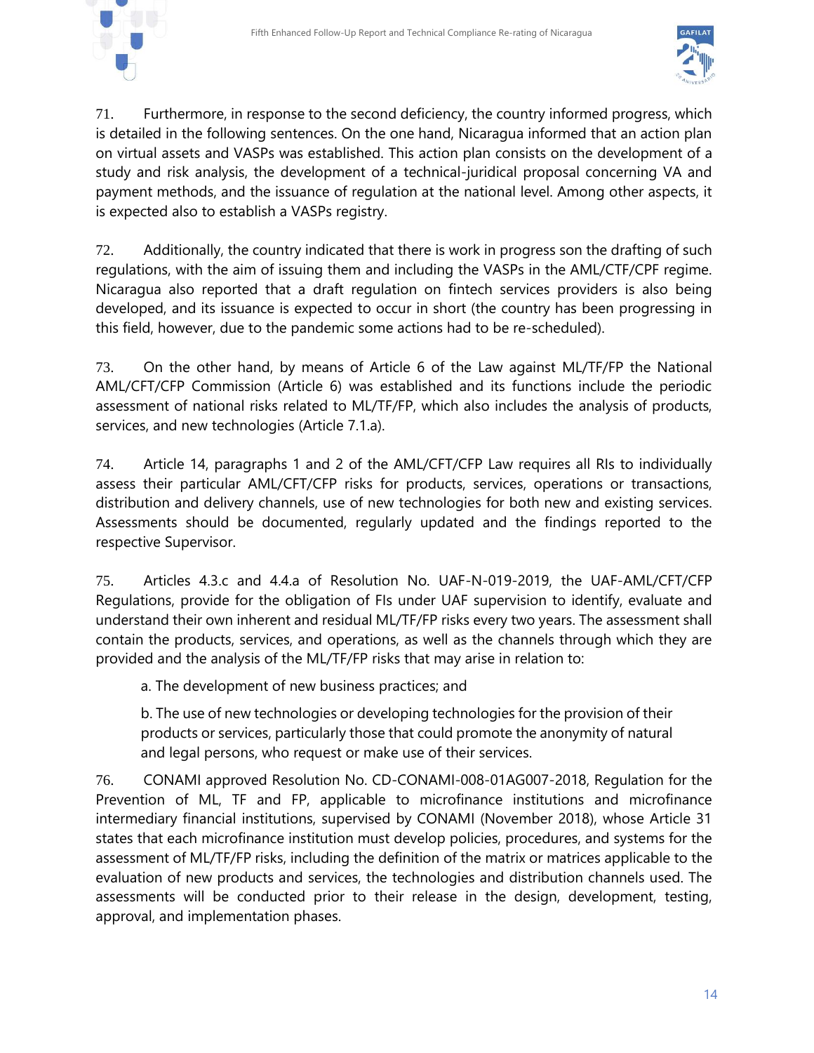71. Furthermore, in response to the second deficiency, the country informed progress, which is detailed in the following sentences. On the one hand, Nicaragua informed that an action plan on virtual assets and VASPs was established. This action plan consists on the development of a study and risk analysis, the development of a technical-juridical proposal concerning VA and payment methods, and the issuance of regulation at the national level. Among other aspects, it is expected also to establish a VASPs registry.

72. Additionally, the country indicated that there is work in progress son the drafting of such regulations, with the aim of issuing them and including the VASPs in the AML/CTF/CPF regime. Nicaragua also reported that a draft regulation on fintech services providers is also being developed, and its issuance is expected to occur in short (the country has been progressing in this field, however, due to the pandemic some actions had to be re-scheduled).

73. On the other hand, by means of Article 6 of the Law against ML/TF/FP the National AML/CFT/CFP Commission (Article 6) was established and its functions include the periodic assessment of national risks related to ML/TF/FP, which also includes the analysis of products, services, and new technologies (Article 7.1.a).

74. Article 14, paragraphs 1 and 2 of the AML/CFT/CFP Law requires all RIs to individually assess their particular AML/CFT/CFP risks for products, services, operations or transactions, distribution and delivery channels, use of new technologies for both new and existing services. Assessments should be documented, regularly updated and the findings reported to the respective Supervisor.

75. Articles 4.3.c and 4.4.a of Resolution No. UAF-N-019-2019, the UAF-AML/CFT/CFP Regulations, provide for the obligation of FIs under UAF supervision to identify, evaluate and understand their own inherent and residual ML/TF/FP risks every two years. The assessment shall contain the products, services, and operations, as well as the channels through which they are provided and the analysis of the ML/TF/FP risks that may arise in relation to:

a. The development of new business practices; and

b. The use of new technologies or developing technologies for the provision of their products or services, particularly those that could promote the anonymity of natural and legal persons, who request or make use of their services.

76. CONAMI approved Resolution No. CD-CONAMI-008-01AG007-2018, Regulation for the Prevention of ML, TF and FP, applicable to microfinance institutions and microfinance intermediary financial institutions, supervised by CONAMI (November 2018), whose Article 31 states that each microfinance institution must develop policies, procedures, and systems for the assessment of ML/TF/FP risks, including the definition of the matrix or matrices applicable to the evaluation of new products and services, the technologies and distribution channels used. The assessments will be conducted prior to their release in the design, development, testing, approval, and implementation phases.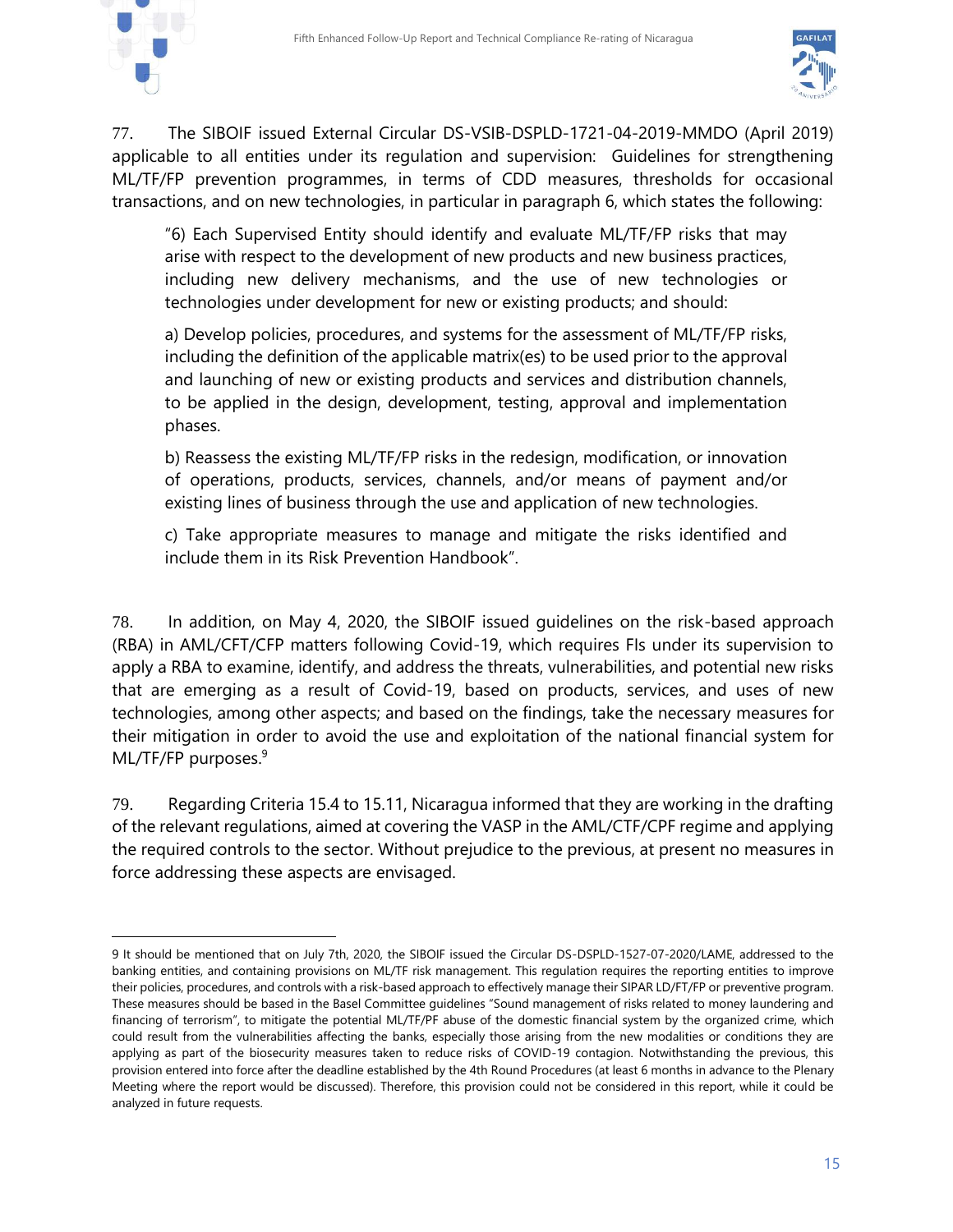77. The SIBOIF issued External Circular DS-VSIB-DSPLD-1721-04-2019-MMDO (April 2019) applicable to all entities under its regulation and supervision: Guidelines for strengthening ML/TF/FP prevention programmes, in terms of CDD measures, thresholds for occasional transactions, and on new technologies, in particular in paragraph 6, which states the following:

> "6) Each Supervised Entity should identify and evaluate ML/TF/FP risks that may arise with respect to the development of new products and new business practices, including new delivery mechanisms, and the use of new technologies or technologies under development for new or existing products; and should:
>
> a) Develop policies, procedures, and systems for the assessment of ML/TF/FP risks, including the definition of the applicable matrix(es) to be used prior to the approval and launching of new or existing products and services and distribution channels, to be applied in the design, development, testing, approval and implementation phases.
>
> b) Reassess the existing ML/TF/FP risks in the redesign, modification, or innovation of operations, products, services, channels, and/or means of payment and/or existing lines of business through the use and application of new technologies.
>
> c) Take appropriate measures to manage and mitigate the risks identified and include them in its Risk Prevention Handbook".

78. In addition, on May 4, 2020, the SIBOIF issued guidelines on the risk-based approach (RBA) in AML/CFT/CFP matters following Covid-19, which requires FIs under its supervision to apply a RBA to examine, identify, and address the threats, vulnerabilities, and potential new risks that are emerging as a result of Covid-19, based on products, services, and uses of new technologies, among other aspects; and based on the findings, take the necessary measures for their mitigation in order to avoid the use and exploitation of the national financial system for ML/TF/FP purposes.[9]

79. Regarding Criteria 15.4 to 15.11, Nicaragua informed that they are working in the drafting of the relevant regulations, aimed at covering the VASP in the AML/CTF/CPF regime and applying the required controls to the sector. Without prejudice to the previous, at present no measures in force addressing these aspects are envisaged.

---

9 It should be mentioned that on July 7th, 2020, the SIBOIF issued the Circular DS-DSPLD-1527-07-2020/LAME, addressed to the banking entities, and containing provisions on ML/TF risk management. This regulation requires the reporting entities to improve their policies, procedures, and controls with a risk-based approach to effectively manage their SIPAR LD/FT/FP or preventive program. These measures should be based in the Basel Committee guidelines "Sound management of risks related to money laundering and financing of terrorism", to mitigate the potential ML/TF/PF abuse of the domestic financial system by the organized crime, which could result from the vulnerabilities affecting the banks, especially those arising from the new modalities or conditions they are applying as part of the biosecurity measures taken to reduce risks of COVID-19 contagion. Notwithstanding the previous, this provision entered into force after the deadline established by the 4th Round Procedures (at least 6 months in advance to the Plenary Meeting where the report would be discussed). Therefore, this provision could not be considered in this report, while it could be analyzed in future requests.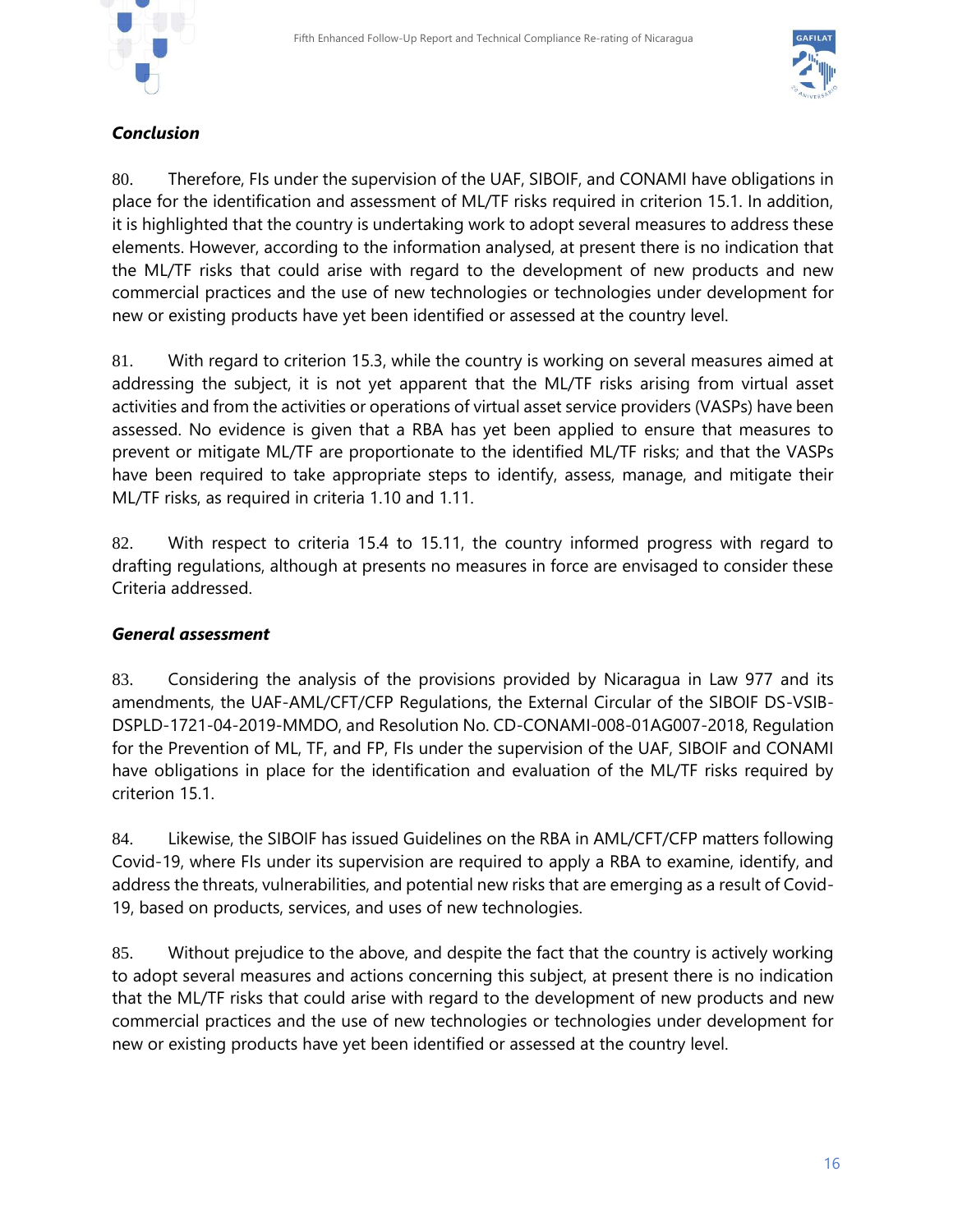***Conclusion***

80. Therefore, FIs under the supervision of the UAF, SIBOIF, and CONAMI have obligations in place for the identification and assessment of ML/TF risks required in criterion 15.1. In addition, it is highlighted that the country is undertaking work to adopt several measures to address these elements. However, according to the information analysed, at present there is no indication that the ML/TF risks that could arise with regard to the development of new products and new commercial practices and the use of new technologies or technologies under development for new or existing products have yet been identified or assessed at the country level.

81. With regard to criterion 15.3, while the country is working on several measures aimed at addressing the subject, it is not yet apparent that the ML/TF risks arising from virtual asset activities and from the activities or operations of virtual asset service providers (VASPs) have been assessed. No evidence is given that a RBA has yet been applied to ensure that measures to prevent or mitigate ML/TF are proportionate to the identified ML/TF risks; and that the VASPs have been required to take appropriate steps to identify, assess, manage, and mitigate their ML/TF risks, as required in criteria 1.10 and 1.11.

82. With respect to criteria 15.4 to 15.11, the country informed progress with regard to drafting regulations, although at presents no measures in force are envisaged to consider these Criteria addressed.

***General assessment***

83. Considering the analysis of the provisions provided by Nicaragua in Law 977 and its amendments, the UAF-AML/CFT/CFP Regulations, the External Circular of the SIBOIF DS-VSIB-DSPLD-1721-04-2019-MMDO, and Resolution No. CD-CONAMI-008-01AG007-2018, Regulation for the Prevention of ML, TF, and FP, FIs under the supervision of the UAF, SIBOIF and CONAMI have obligations in place for the identification and evaluation of the ML/TF risks required by criterion 15.1.

84. Likewise, the SIBOIF has issued Guidelines on the RBA in AML/CFT/CFP matters following Covid-19, where FIs under its supervision are required to apply a RBA to examine, identify, and address the threats, vulnerabilities, and potential new risks that are emerging as a result of Covid-19, based on products, services, and uses of new technologies.

85. Without prejudice to the above, and despite the fact that the country is actively working to adopt several measures and actions concerning this subject, at present there is no indication that the ML/TF risks that could arise with regard to the development of new products and new commercial practices and the use of new technologies or technologies under development for new or existing products have yet been identified or assessed at the country level.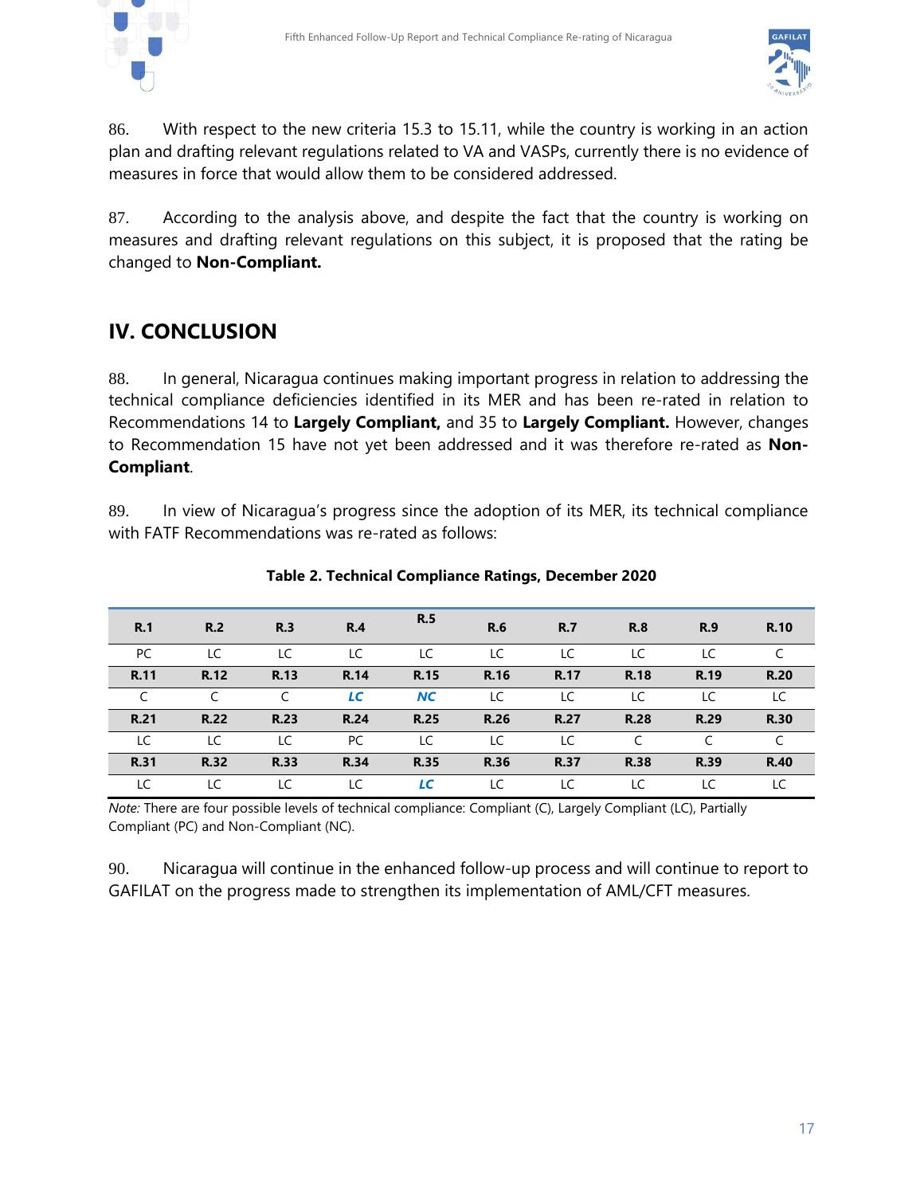86. With respect to the new criteria 15.3 to 15.11, while the country is working in an action plan and drafting relevant regulations related to VA and VASPs, currently there is no evidence of measures in force that would allow them to be considered addressed.

87. According to the analysis above, and despite the fact that the country is working on measures and drafting relevant regulations on this subject, it is proposed that the rating be changed to **Non-Compliant.**

## IV. CONCLUSION

88. In general, Nicaragua continues making important progress in relation to addressing the technical compliance deficiencies identified in its MER and has been re-rated in relation to Recommendations 14 to **Largely Compliant,** and 35 to **Largely Compliant.** However, changes to Recommendation 15 have not yet been addressed and it was therefore re-rated as **Non-Compliant**.

89. In view of Nicaragua's progress since the adoption of its MER, its technical compliance with FATF Recommendations was re-rated as follows:

**Table 2. Technical Compliance Ratings, December 2020**

| R.1 | R.2 | R.3 | R.4 | R.5 | R.6 | R.7 | R.8 | R.9 | R.10 |
|---|---|---|---|---|---|---|---|---|---|
| PC | LC | LC | LC | LC | LC | LC | LC | LC | C |
| **R.11** | **R.12** | **R.13** | **R.14** | **R.15** | **R.16** | **R.17** | **R.18** | **R.19** | **R.20** |
| C | C | C | ***LC*** | ***NC*** | LC | LC | LC | LC | LC |
| **R.21** | **R.22** | **R.23** | **R.24** | **R.25** | **R.26** | **R.27** | **R.28** | **R.29** | **R.30** |
| LC | LC | LC | PC | LC | LC | LC | C | C | C |
| **R.31** | **R.32** | **R.33** | **R.34** | **R.35** | **R.36** | **R.37** | **R.38** | **R.39** | **R.40** |
| LC | LC | LC | LC | ***LC*** | LC | LC | LC | LC | LC |

*Note:* There are four possible levels of technical compliance: Compliant (C), Largely Compliant (LC), Partially Compliant (PC) and Non-Compliant (NC).

90. Nicaragua will continue in the enhanced follow-up process and will continue to report to GAFILAT on the progress made to strengthen its implementation of AML/CFT measures.